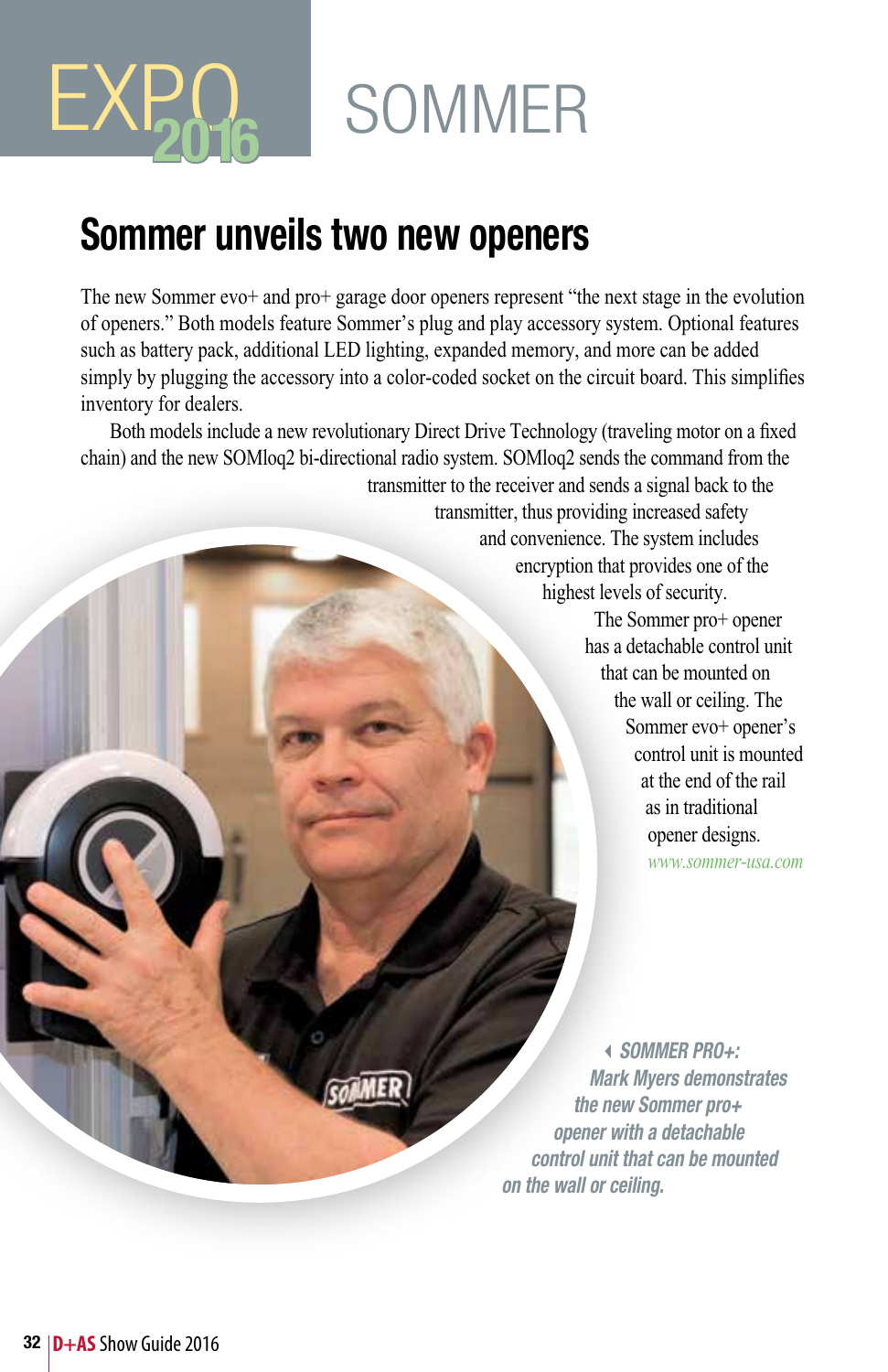# EXPO 2016 SOMMER

## Sommer unveils two new openers

The new Sommer evo+ and pro+ garage door openers represent "the next stage in the evolution of openers." Both models feature Sommer's plug and play accessory system. Optional features such as battery pack, additional LED lighting, expanded memory, and more can be added simply by plugging the accessory into a color-coded socket on the circuit board. This simplifies inventory for dealers.

Both models include a new revolutionary Direct Drive Technology (traveling motor on a fixed chain) and the new SOMloq2 bi-directional radio system. SOMloq2 sends the command from the transmitter to the receiver and sends a signal back to the transmitter, thus providing increased safety and convenience. The system includes encryption that provides one of the highest levels of security.

The Sommer pro+ opener has a detachable control unit that can be mounted on the wall or ceiling. The Sommer evo+ opener's control unit is mounted at the end of the rail as in traditional opener designs.

*www.sommer-usa.com*

***SOMMER PRO+:** Mark Myers demonstrates the new Sommer pro+ opener with a detachable control unit that can be mounted on the wall or ceiling.*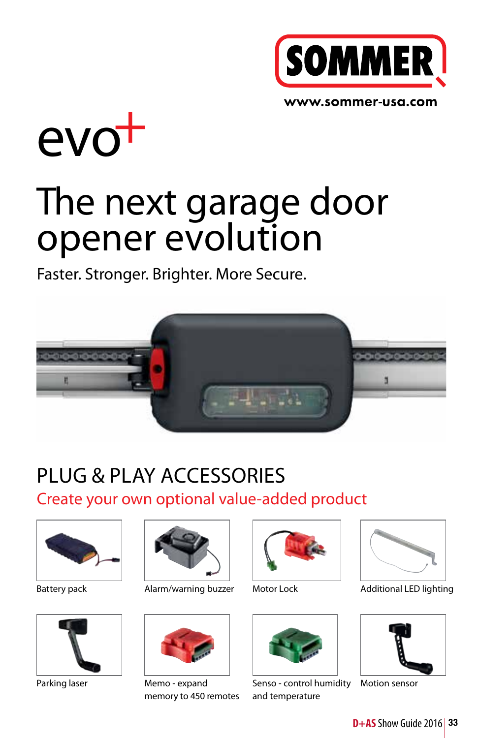SOMMER

www.sommer-usa.com

# evo+

# The next garage door opener evolution

Faster. Stronger. Brighter. More Secure.

## PLUG & PLAY ACCESSORIES

Create your own optional value-added product

Battery pack

Alarm/warning buzzer

Motor Lock

Additional LED lighting

Parking laser

Memo - expand memory to 450 remotes

Senso - control humidity and temperature

Motion sensor